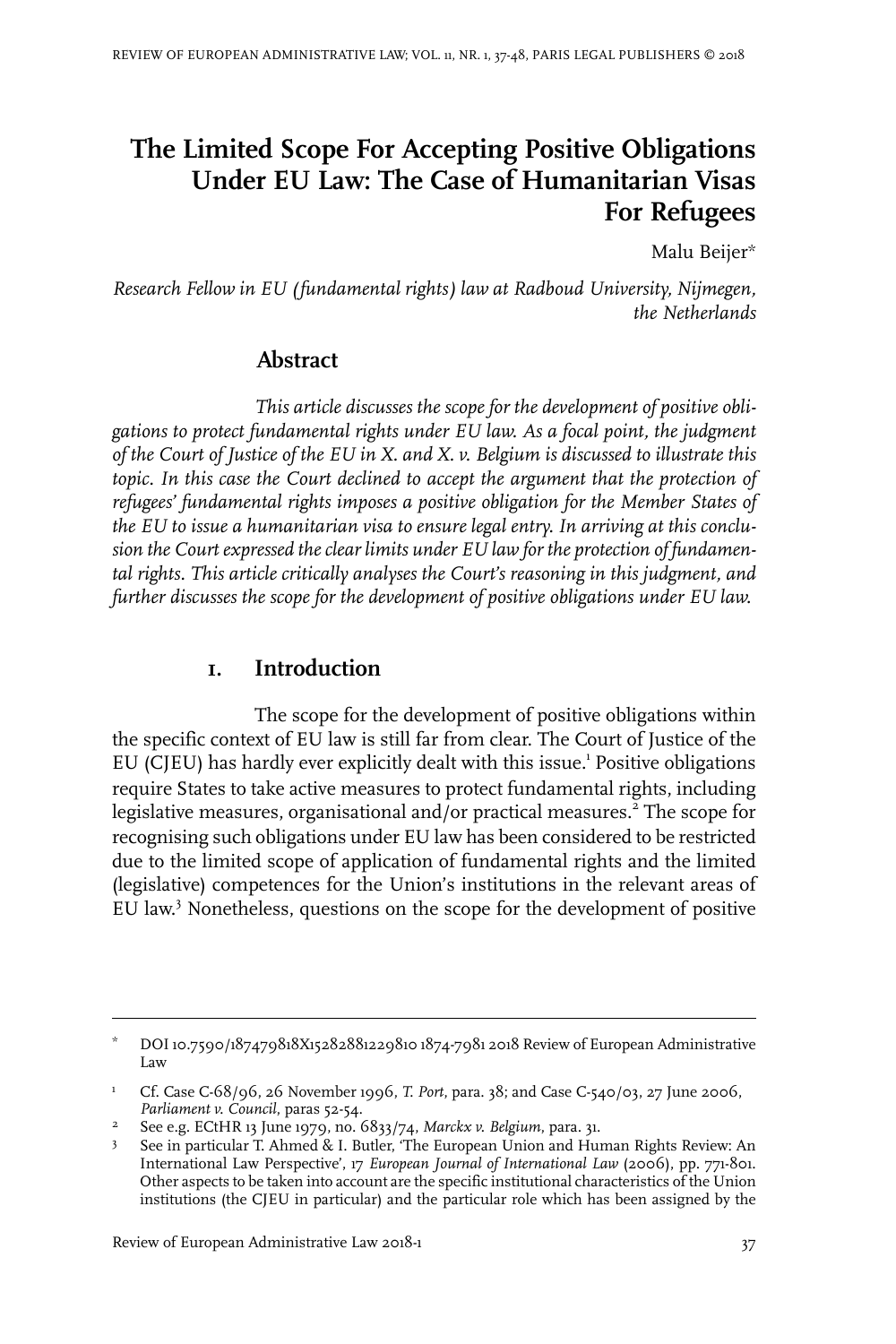# The Limited Scope For Accepting Positive Obligations Under EU Law: The Case of Humanitarian Visas For Refugees

Malu Beijer*

*Research Fellow in EU (fundamental rights) law at Radboud University, Nijmegen, the Netherlands*

## Abstract

*This article discusses the scope for the development of positive obligations to protect fundamental rights under EU law. As a focal point, the judgment of the Court of Justice of the EU in X. and X. v. Belgium is discussed to illustrate this topic. In this case the Court declined to accept the argument that the protection of refugees' fundamental rights imposes a positive obligation for the Member States of the EU to issue a humanitarian visa to ensure legal entry. In arriving at this conclusion the Court expressed the clear limits under EU law for the protection of fundamental rights. This article critically analyses the Court's reasoning in this judgment, and further discusses the scope for the development of positive obligations under EU law.*

## 1. Introduction

The scope for the development of positive obligations within the specific context of EU law is still far from clear. The Court of Justice of the EU (CJEU) has hardly ever explicitly dealt with this issue.[1] Positive obligations require States to take active measures to protect fundamental rights, including legislative measures, organisational and/or practical measures.[2] The scope for recognising such obligations under EU law has been considered to be restricted due to the limited scope of application of fundamental rights and the limited (legislative) competences for the Union's institutions in the relevant areas of EU law.[3] Nonetheless, questions on the scope for the development of positive

---

\* DOI 10.7590/187479818X15282881229810 1874-7981 2018 Review of European Administrative Law

[1] Cf. Case C-68/96, 26 November 1996, *T. Port*, para. 38; and Case C-540/03, 27 June 2006, *Parliament v. Council*, paras 52-54.

[2] See e.g. ECtHR 13 June 1979, no. 6833/74, *Marckx v. Belgium*, para. 31.

[3] See in particular T. Ahmed & I. Butler, 'The European Union and Human Rights Review: An International Law Perspective', 17 *European Journal of International Law* (2006), pp. 771-801. Other aspects to be taken into account are the specific institutional characteristics of the Union institutions (the CJEU in particular) and the particular role which has been assigned by the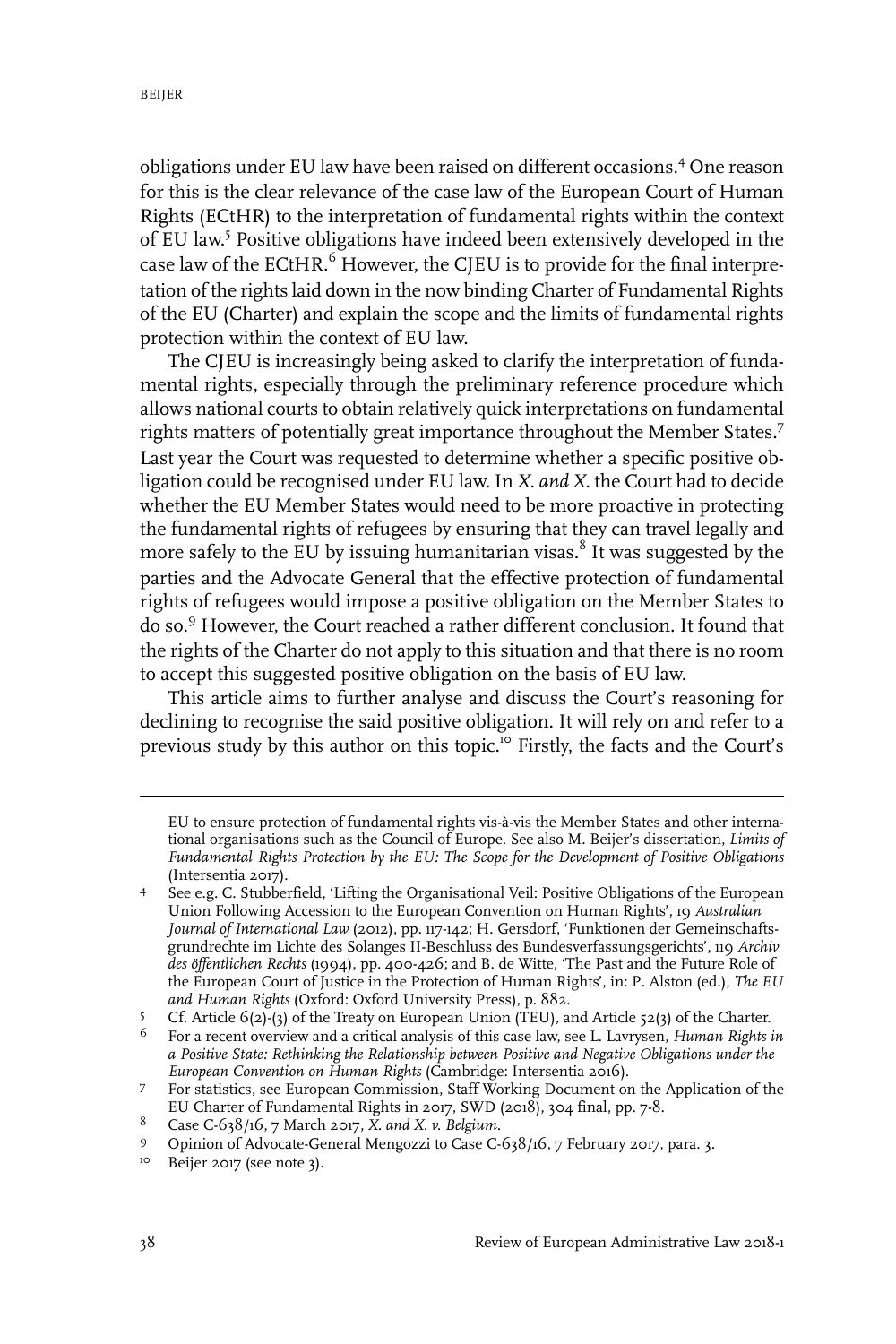obligations under EU law have been raised on different occasions.[4] One reason for this is the clear relevance of the case law of the European Court of Human Rights (ECtHR) to the interpretation of fundamental rights within the context of EU law.[5] Positive obligations have indeed been extensively developed in the case law of the ECtHR.[6] However, the CJEU is to provide for the final interpretation of the rights laid down in the now binding Charter of Fundamental Rights of the EU (Charter) and explain the scope and the limits of fundamental rights protection within the context of EU law.

The CJEU is increasingly being asked to clarify the interpretation of fundamental rights, especially through the preliminary reference procedure which allows national courts to obtain relatively quick interpretations on fundamental rights matters of potentially great importance throughout the Member States.[7] Last year the Court was requested to determine whether a specific positive obligation could be recognised under EU law. In *X. and X.* the Court had to decide whether the EU Member States would need to be more proactive in protecting the fundamental rights of refugees by ensuring that they can travel legally and more safely to the EU by issuing humanitarian visas.[8] It was suggested by the parties and the Advocate General that the effective protection of fundamental rights of refugees would impose a positive obligation on the Member States to do so.[9] However, the Court reached a rather different conclusion. It found that the rights of the Charter do not apply to this situation and that there is no room to accept this suggested positive obligation on the basis of EU law.

This article aims to further analyse and discuss the Court's reasoning for declining to recognise the said positive obligation. It will rely on and refer to a previous study by this author on this topic.[10] Firstly, the facts and the Court's

---

EU to ensure protection of fundamental rights vis-à-vis the Member States and other international organisations such as the Council of Europe. See also M. Beijer's dissertation, *Limits of Fundamental Rights Protection by the EU: The Scope for the Development of Positive Obligations* (Intersentia 2017).

4 See e.g. C. Stubberfield, 'Lifting the Organisational Veil: Positive Obligations of the European Union Following Accession to the European Convention on Human Rights', 19 *Australian Journal of International Law* (2012), pp. 117-142; H. Gersdorf, 'Funktionen der Gemeinschaftsgrundrechte im Lichte des Solanges II-Beschluss des Bundesverfassungsgerichts', 119 *Archiv des öffentlichen Rechts* (1994), pp. 400-426; and B. de Witte, 'The Past and the Future Role of the European Court of Justice in the Protection of Human Rights', in: P. Alston (ed.), *The EU and Human Rights* (Oxford: Oxford University Press), p. 882.

5 Cf. Article 6(2)-(3) of the Treaty on European Union (TEU), and Article 52(3) of the Charter.

6 For a recent overview and a critical analysis of this case law, see L. Lavrysen, *Human Rights in a Positive State: Rethinking the Relationship between Positive and Negative Obligations under the European Convention on Human Rights* (Cambridge: Intersentia 2016).

7 For statistics, see European Commission, Staff Working Document on the Application of the EU Charter of Fundamental Rights in 2017, SWD (2018), 304 final, pp. 7-8.

8 Case C-638/16, 7 March 2017, *X. and X. v. Belgium*.

9 Opinion of Advocate-General Mengozzi to Case C-638/16, 7 February 2017, para. 3.

10 Beijer 2017 (see note 3).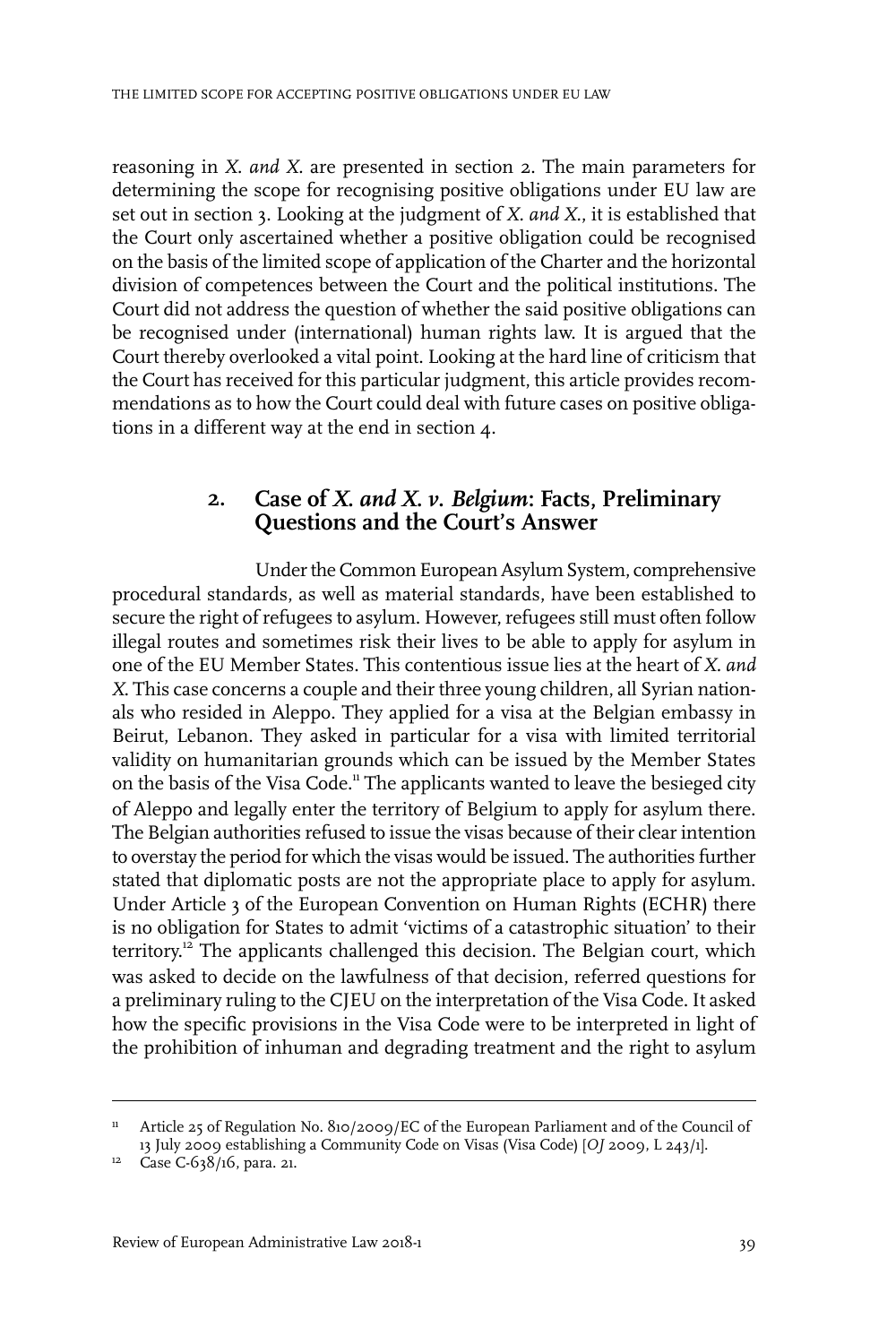reasoning in *X. and X.* are presented in section 2. The main parameters for determining the scope for recognising positive obligations under EU law are set out in section 3. Looking at the judgment of *X. and X.*, it is established that the Court only ascertained whether a positive obligation could be recognised on the basis of the limited scope of application of the Charter and the horizontal division of competences between the Court and the political institutions. The Court did not address the question of whether the said positive obligations can be recognised under (international) human rights law. It is argued that the Court thereby overlooked a vital point. Looking at the hard line of criticism that the Court has received for this particular judgment, this article provides recommendations as to how the Court could deal with future cases on positive obligations in a different way at the end in section 4.

## 2. Case of *X. and X. v. Belgium*: Facts, Preliminary Questions and the Court's Answer

Under the Common European Asylum System, comprehensive procedural standards, as well as material standards, have been established to secure the right of refugees to asylum. However, refugees still must often follow illegal routes and sometimes risk their lives to be able to apply for asylum in one of the EU Member States. This contentious issue lies at the heart of *X. and X.* This case concerns a couple and their three young children, all Syrian nationals who resided in Aleppo. They applied for a visa at the Belgian embassy in Beirut, Lebanon. They asked in particular for a visa with limited territorial validity on humanitarian grounds which can be issued by the Member States on the basis of the Visa Code.[11] The applicants wanted to leave the besieged city of Aleppo and legally enter the territory of Belgium to apply for asylum there. The Belgian authorities refused to issue the visas because of their clear intention to overstay the period for which the visas would be issued. The authorities further stated that diplomatic posts are not the appropriate place to apply for asylum. Under Article 3 of the European Convention on Human Rights (ECHR) there is no obligation for States to admit 'victims of a catastrophic situation' to their territory.[12] The applicants challenged this decision. The Belgian court, which was asked to decide on the lawfulness of that decision, referred questions for a preliminary ruling to the CJEU on the interpretation of the Visa Code. It asked how the specific provisions in the Visa Code were to be interpreted in light of the prohibition of inhuman and degrading treatment and the right to asylum

---

[11] Article 25 of Regulation No. 810/2009/EC of the European Parliament and of the Council of 13 July 2009 establishing a Community Code on Visas (Visa Code) [*OJ* 2009, L 243/1].

[12] Case C-638/16, para. 21.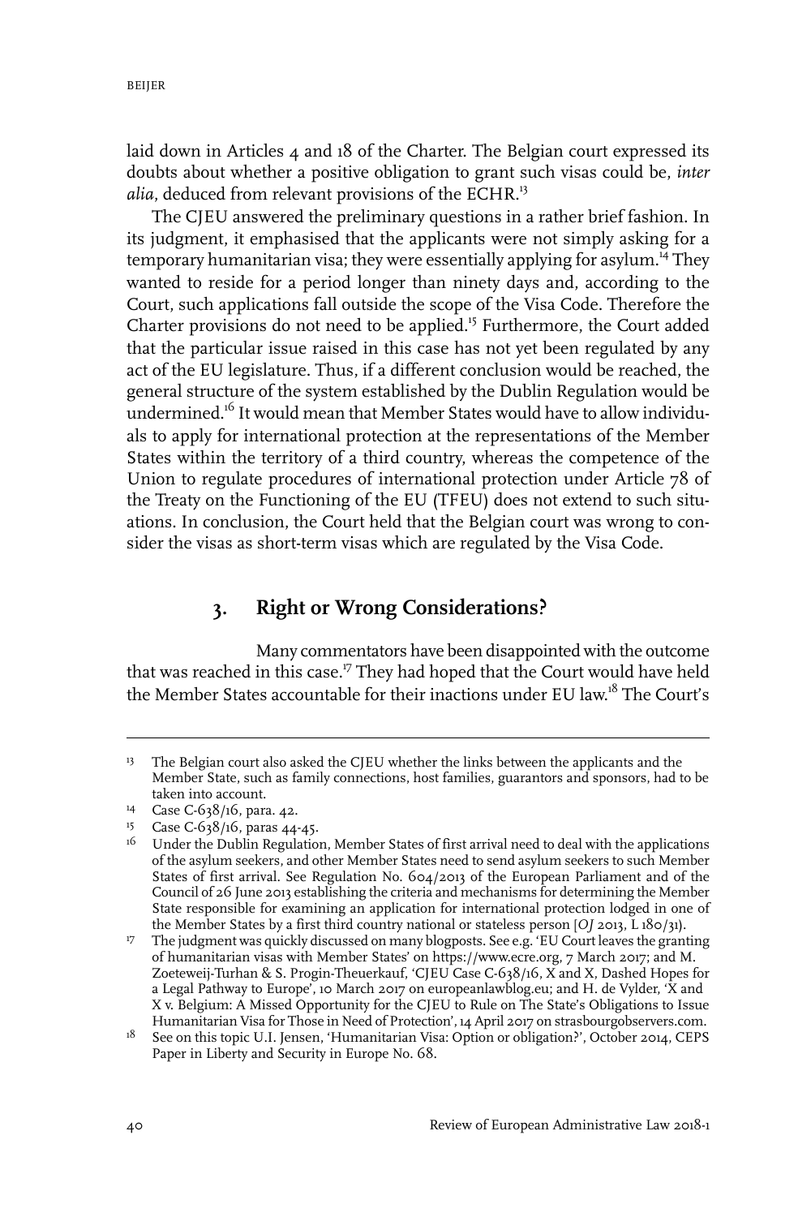laid down in Articles 4 and 18 of the Charter. The Belgian court expressed its doubts about whether a positive obligation to grant such visas could be, *inter alia*, deduced from relevant provisions of the ECHR.[13]

The CJEU answered the preliminary questions in a rather brief fashion. In its judgment, it emphasised that the applicants were not simply asking for a temporary humanitarian visa; they were essentially applying for asylum.[14] They wanted to reside for a period longer than ninety days and, according to the Court, such applications fall outside the scope of the Visa Code. Therefore the Charter provisions do not need to be applied.[15] Furthermore, the Court added that the particular issue raised in this case has not yet been regulated by any act of the EU legislature. Thus, if a different conclusion would be reached, the general structure of the system established by the Dublin Regulation would be undermined.[16] It would mean that Member States would have to allow individuals to apply for international protection at the representations of the Member States within the territory of a third country, whereas the competence of the Union to regulate procedures of international protection under Article 78 of the Treaty on the Functioning of the EU (TFEU) does not extend to such situations. In conclusion, the Court held that the Belgian court was wrong to consider the visas as short-term visas which are regulated by the Visa Code.

## 3. Right or Wrong Considerations?

Many commentators have been disappointed with the outcome that was reached in this case.[17] They had hoped that the Court would have held the Member States accountable for their inactions under EU law.[18] The Court's

---

[13] The Belgian court also asked the CJEU whether the links between the applicants and the Member State, such as family connections, host families, guarantors and sponsors, had to be taken into account.

[14] Case C-638/16, para. 42.

[15] Case C-638/16, paras 44-45.

[16] Under the Dublin Regulation, Member States of first arrival need to deal with the applications of the asylum seekers, and other Member States need to send asylum seekers to such Member States of first arrival. See Regulation No. 604/2013 of the European Parliament and of the Council of 26 June 2013 establishing the criteria and mechanisms for determining the Member State responsible for examining an application for international protection lodged in one of the Member States by a first third country national or stateless person [*OJ* 2013, L 180/31).

[17] The judgment was quickly discussed on many blogposts. See e.g. 'EU Court leaves the granting of humanitarian visas with Member States' on https://www.ecre.org, 7 March 2017; and M. Zoeteweij-Turhan & S. Progin-Theuerkauf, 'CJEU Case C-638/16, X and X, Dashed Hopes for a Legal Pathway to Europe', 10 March 2017 on europeanlawblog.eu; and H. de Vylder, 'X and X v. Belgium: A Missed Opportunity for the CJEU to Rule on The State's Obligations to Issue Humanitarian Visa for Those in Need of Protection', 14 April 2017 on strasbourgobservers.com.

[18] See on this topic U.I. Jensen, 'Humanitarian Visa: Option or obligation?', October 2014, CEPS Paper in Liberty and Security in Europe No. 68.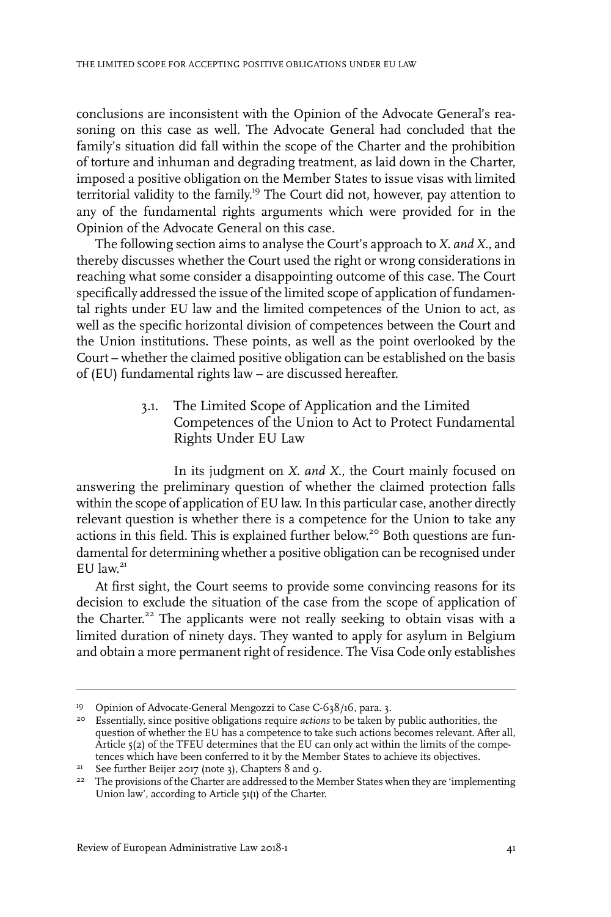conclusions are inconsistent with the Opinion of the Advocate General's reasoning on this case as well. The Advocate General had concluded that the family's situation did fall within the scope of the Charter and the prohibition of torture and inhuman and degrading treatment, as laid down in the Charter, imposed a positive obligation on the Member States to issue visas with limited territorial validity to the family.[19] The Court did not, however, pay attention to any of the fundamental rights arguments which were provided for in the Opinion of the Advocate General on this case.

The following section aims to analyse the Court's approach to *X. and X.*, and thereby discusses whether the Court used the right or wrong considerations in reaching what some consider a disappointing outcome of this case. The Court specifically addressed the issue of the limited scope of application of fundamental rights under EU law and the limited competences of the Union to act, as well as the specific horizontal division of competences between the Court and the Union institutions. These points, as well as the point overlooked by the Court – whether the claimed positive obligation can be established on the basis of (EU) fundamental rights law – are discussed hereafter.

### 3.1. The Limited Scope of Application and the Limited Competences of the Union to Act to Protect Fundamental Rights Under EU Law

In its judgment on *X. and X.*, the Court mainly focused on answering the preliminary question of whether the claimed protection falls within the scope of application of EU law. In this particular case, another directly relevant question is whether there is a competence for the Union to take any actions in this field. This is explained further below.[20] Both questions are fundamental for determining whether a positive obligation can be recognised under EU law.[21]

At first sight, the Court seems to provide some convincing reasons for its decision to exclude the situation of the case from the scope of application of the Charter.[22] The applicants were not really seeking to obtain visas with a limited duration of ninety days. They wanted to apply for asylum in Belgium and obtain a more permanent right of residence. The Visa Code only establishes

---

[19] Opinion of Advocate-General Mengozzi to Case C-638/16, para. 3.

[20] Essentially, since positive obligations require *actions* to be taken by public authorities, the question of whether the EU has a competence to take such actions becomes relevant. After all, Article 5(2) of the TFEU determines that the EU can only act within the limits of the competences which have been conferred to it by the Member States to achieve its objectives.

[21] See further Beijer 2017 (note 3), Chapters 8 and 9.

[22] The provisions of the Charter are addressed to the Member States when they are 'implementing Union law', according to Article 51(1) of the Charter.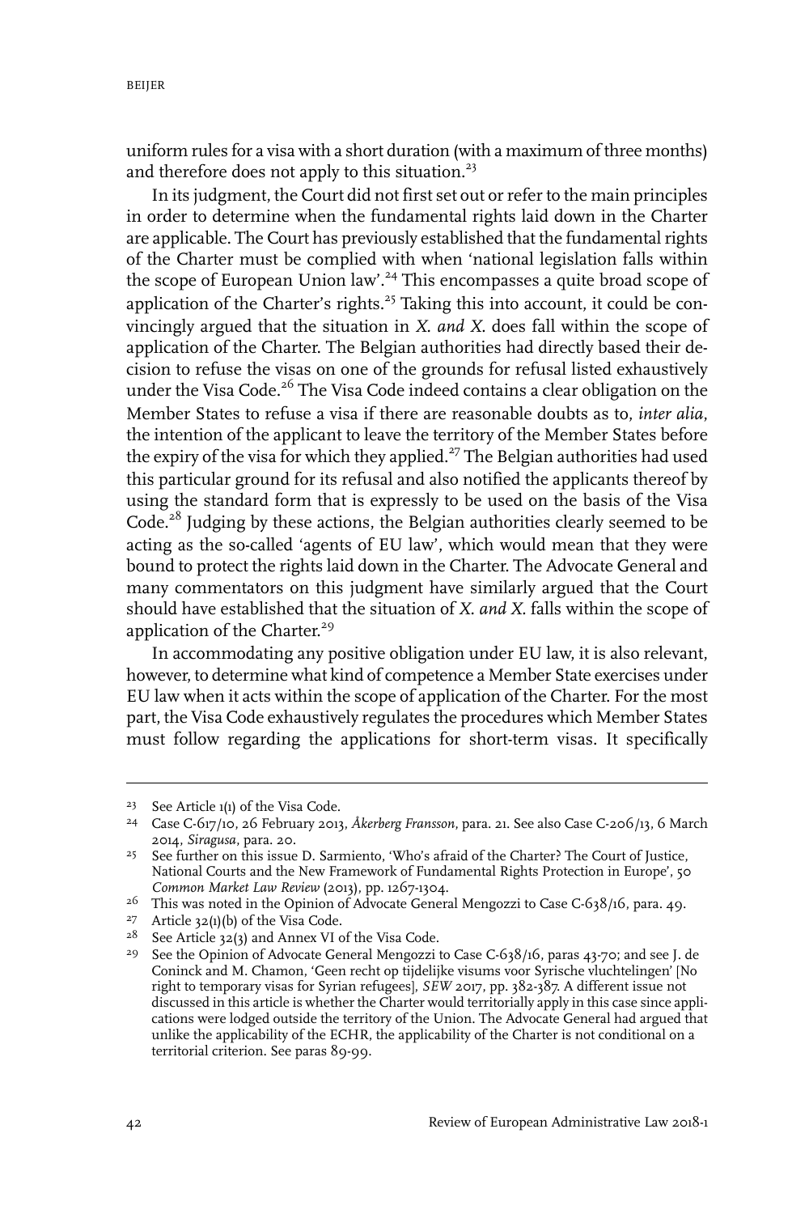uniform rules for a visa with a short duration (with a maximum of three months) and therefore does not apply to this situation.[23]

In its judgment, the Court did not first set out or refer to the main principles in order to determine when the fundamental rights laid down in the Charter are applicable. The Court has previously established that the fundamental rights of the Charter must be complied with when 'national legislation falls within the scope of European Union law'.[24] This encompasses a quite broad scope of application of the Charter's rights.[25] Taking this into account, it could be convincingly argued that the situation in *X. and X.* does fall within the scope of application of the Charter. The Belgian authorities had directly based their decision to refuse the visas on one of the grounds for refusal listed exhaustively under the Visa Code.[26] The Visa Code indeed contains a clear obligation on the Member States to refuse a visa if there are reasonable doubts as to, *inter alia*, the intention of the applicant to leave the territory of the Member States before the expiry of the visa for which they applied.[27] The Belgian authorities had used this particular ground for its refusal and also notified the applicants thereof by using the standard form that is expressly to be used on the basis of the Visa Code.[28] Judging by these actions, the Belgian authorities clearly seemed to be acting as the so-called 'agents of EU law', which would mean that they were bound to protect the rights laid down in the Charter. The Advocate General and many commentators on this judgment have similarly argued that the Court should have established that the situation of *X. and X.* falls within the scope of application of the Charter.[29]

In accommodating any positive obligation under EU law, it is also relevant, however, to determine what kind of competence a Member State exercises under EU law when it acts within the scope of application of the Charter. For the most part, the Visa Code exhaustively regulates the procedures which Member States must follow regarding the applications for short-term visas. It specifically

---

23 See Article 1(1) of the Visa Code.

24 Case C-617/10, 26 February 2013, *Åkerberg Fransson*, para. 21. See also Case C-206/13, 6 March 2014, *Siragusa*, para. 20.

25 See further on this issue D. Sarmiento, 'Who's afraid of the Charter? The Court of Justice, National Courts and the New Framework of Fundamental Rights Protection in Europe', 50 *Common Market Law Review* (2013), pp. 1267-1304.

26 This was noted in the Opinion of Advocate General Mengozzi to Case C-638/16, para. 49.

27 Article 32(1)(b) of the Visa Code.

28 See Article 32(3) and Annex VI of the Visa Code.

29 See the Opinion of Advocate General Mengozzi to Case C-638/16, paras 43-70; and see J. de Coninck and M. Chamon, 'Geen recht op tijdelijke visums voor Syrische vluchtelingen' [No right to temporary visas for Syrian refugees], *SEW* 2017, pp. 382-387. A different issue not discussed in this article is whether the Charter would territorially apply in this case since applications were lodged outside the territory of the Union. The Advocate General had argued that unlike the applicability of the ECHR, the applicability of the Charter is not conditional on a territorial criterion. See paras 89-99.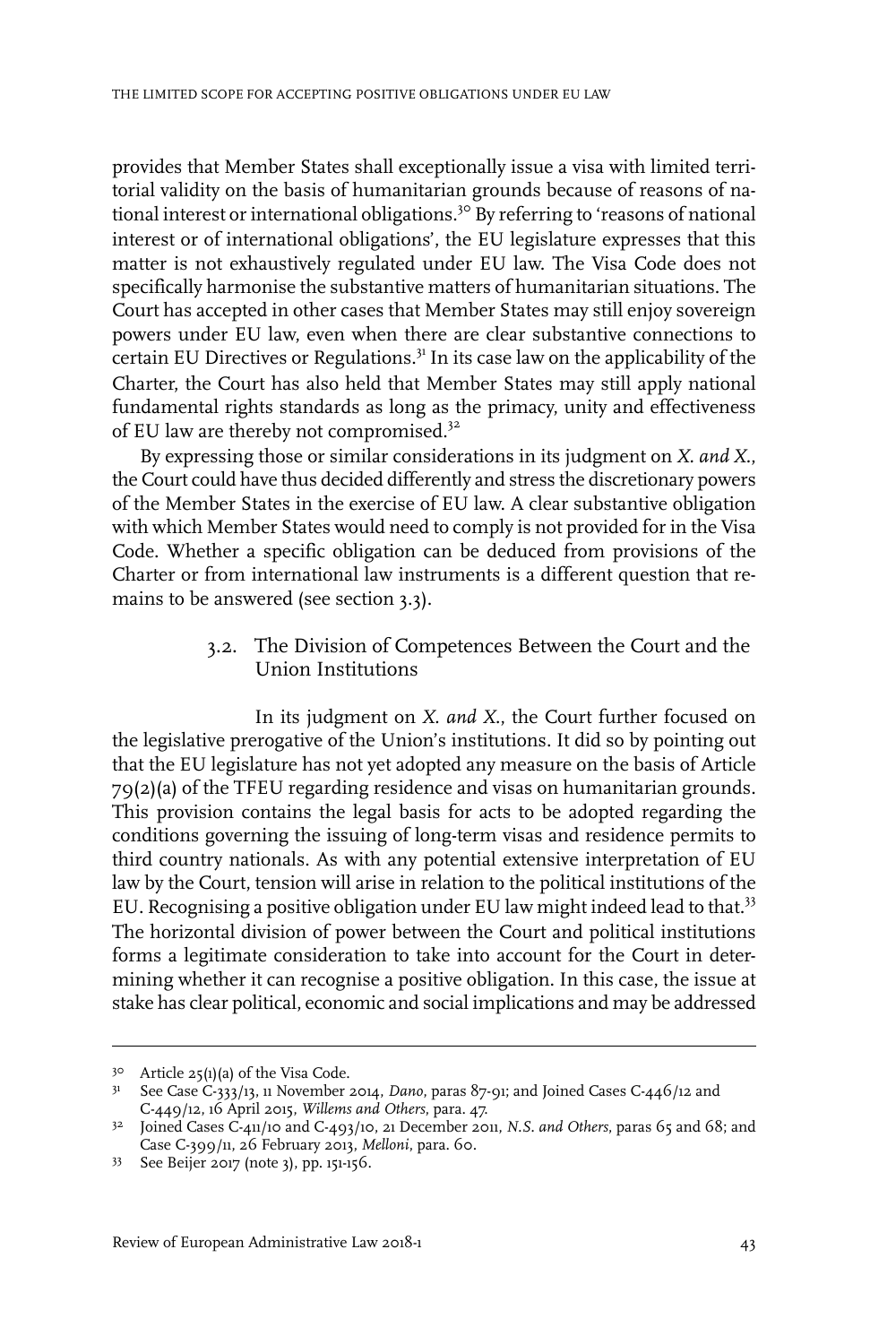provides that Member States shall exceptionally issue a visa with limited territorial validity on the basis of humanitarian grounds because of reasons of national interest or international obligations.[30] By referring to 'reasons of national interest or of international obligations', the EU legislature expresses that this matter is not exhaustively regulated under EU law. The Visa Code does not specifically harmonise the substantive matters of humanitarian situations. The Court has accepted in other cases that Member States may still enjoy sovereign powers under EU law, even when there are clear substantive connections to certain EU Directives or Regulations.[31] In its case law on the applicability of the Charter, the Court has also held that Member States may still apply national fundamental rights standards as long as the primacy, unity and effectiveness of EU law are thereby not compromised.[32]

By expressing those or similar considerations in its judgment on *X. and X.*, the Court could have thus decided differently and stress the discretionary powers of the Member States in the exercise of EU law. A clear substantive obligation with which Member States would need to comply is not provided for in the Visa Code. Whether a specific obligation can be deduced from provisions of the Charter or from international law instruments is a different question that remains to be answered (see section 3.3).

### 3.2. The Division of Competences Between the Court and the Union Institutions

In its judgment on *X. and X.*, the Court further focused on the legislative prerogative of the Union's institutions. It did so by pointing out that the EU legislature has not yet adopted any measure on the basis of Article 79(2)(a) of the TFEU regarding residence and visas on humanitarian grounds. This provision contains the legal basis for acts to be adopted regarding the conditions governing the issuing of long-term visas and residence permits to third country nationals. As with any potential extensive interpretation of EU law by the Court, tension will arise in relation to the political institutions of the EU. Recognising a positive obligation under EU law might indeed lead to that.[33] The horizontal division of power between the Court and political institutions forms a legitimate consideration to take into account for the Court in determining whether it can recognise a positive obligation. In this case, the issue at stake has clear political, economic and social implications and may be addressed

---

[30] Article 25(1)(a) of the Visa Code.

[31] See Case C-333/13, 11 November 2014, *Dano*, paras 87-91; and Joined Cases C-446/12 and C-449/12, 16 April 2015, *Willems and Others*, para. 47.

[32] Joined Cases C-411/10 and C-493/10, 21 December 2011, *N.S. and Others*, paras 65 and 68; and Case C-399/11, 26 February 2013, *Melloni*, para. 60.

[33] See Beijer 2017 (note 3), pp. 151-156.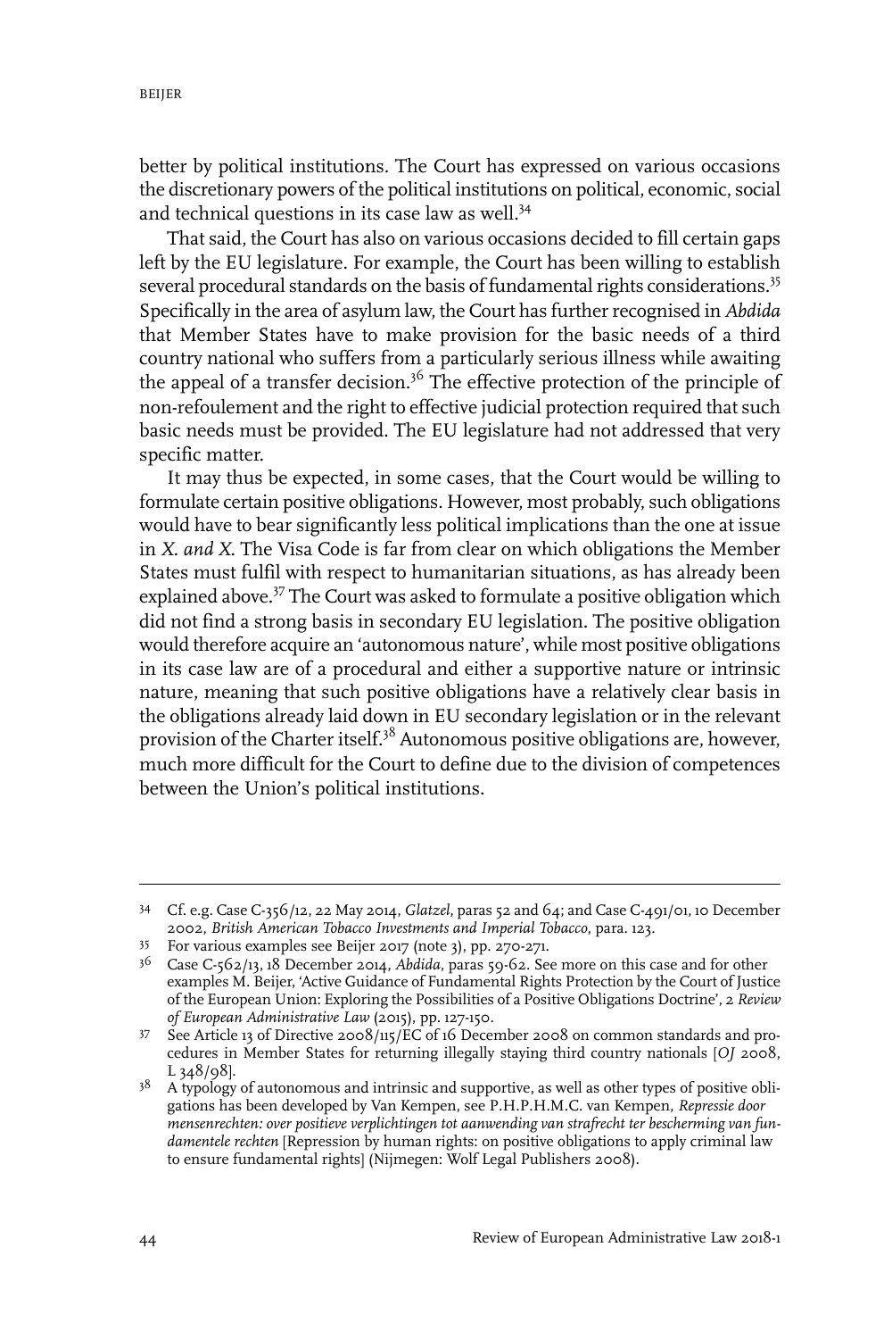better by political institutions. The Court has expressed on various occasions the discretionary powers of the political institutions on political, economic, social and technical questions in its case law as well.[34]

That said, the Court has also on various occasions decided to fill certain gaps left by the EU legislature. For example, the Court has been willing to establish several procedural standards on the basis of fundamental rights considerations.[35] Specifically in the area of asylum law, the Court has further recognised in *Abdida* that Member States have to make provision for the basic needs of a third country national who suffers from a particularly serious illness while awaiting the appeal of a transfer decision.[36] The effective protection of the principle of non-refoulement and the right to effective judicial protection required that such basic needs must be provided. The EU legislature had not addressed that very specific matter.

It may thus be expected, in some cases, that the Court would be willing to formulate certain positive obligations. However, most probably, such obligations would have to bear significantly less political implications than the one at issue in *X. and X.* The Visa Code is far from clear on which obligations the Member States must fulfil with respect to humanitarian situations, as has already been explained above.[37] The Court was asked to formulate a positive obligation which did not find a strong basis in secondary EU legislation. The positive obligation would therefore acquire an 'autonomous nature', while most positive obligations in its case law are of a procedural and either a supportive nature or intrinsic nature, meaning that such positive obligations have a relatively clear basis in the obligations already laid down in EU secondary legislation or in the relevant provision of the Charter itself.[38] Autonomous positive obligations are, however, much more difficult for the Court to define due to the division of competences between the Union's political institutions.

---

34 Cf. e.g. Case C-356/12, 22 May 2014, *Glatzel*, paras 52 and 64; and Case C-491/01, 10 December 2002, *British American Tobacco Investments and Imperial Tobacco*, para. 123.

35 For various examples see Beijer 2017 (note 3), pp. 270-271.

36 Case C-562/13, 18 December 2014, *Abdida*, paras 59-62. See more on this case and for other examples M. Beijer, 'Active Guidance of Fundamental Rights Protection by the Court of Justice of the European Union: Exploring the Possibilities of a Positive Obligations Doctrine', 2 *Review of European Administrative Law* (2015), pp. 127-150.

37 See Article 13 of Directive 2008/115/EC of 16 December 2008 on common standards and procedures in Member States for returning illegally staying third country nationals [*OJ* 2008, L 348/98].

38 A typology of autonomous and intrinsic and supportive, as well as other types of positive obligations has been developed by Van Kempen, see P.H.P.H.M.C. van Kempen, *Repressie door mensenrechten: over positieve verplichtingen tot aanwending van strafrecht ter bescherming van fundamentele rechten* [Repression by human rights: on positive obligations to apply criminal law to ensure fundamental rights] (Nijmegen: Wolf Legal Publishers 2008).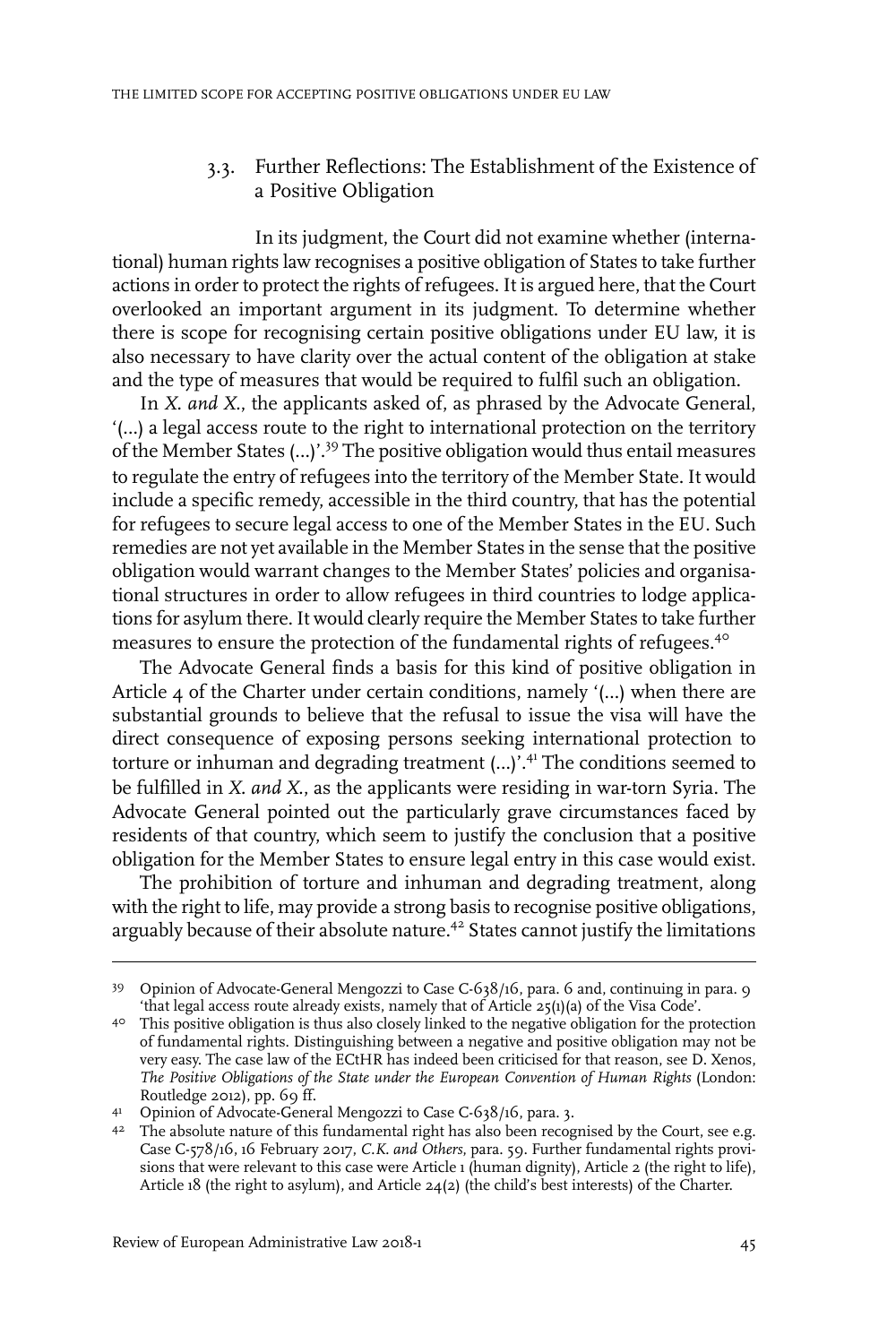### 3.3. Further Reflections: The Establishment of the Existence of a Positive Obligation

In its judgment, the Court did not examine whether (international) human rights law recognises a positive obligation of States to take further actions in order to protect the rights of refugees. It is argued here, that the Court overlooked an important argument in its judgment. To determine whether there is scope for recognising certain positive obligations under EU law, it is also necessary to have clarity over the actual content of the obligation at stake and the type of measures that would be required to fulfil such an obligation.

In *X. and X.*, the applicants asked of, as phrased by the Advocate General, '(...) a legal access route to the right to international protection on the territory of the Member States (...)'.[39] The positive obligation would thus entail measures to regulate the entry of refugees into the territory of the Member State. It would include a specific remedy, accessible in the third country, that has the potential for refugees to secure legal access to one of the Member States in the EU. Such remedies are not yet available in the Member States in the sense that the positive obligation would warrant changes to the Member States' policies and organisational structures in order to allow refugees in third countries to lodge applications for asylum there. It would clearly require the Member States to take further measures to ensure the protection of the fundamental rights of refugees.[40]

The Advocate General finds a basis for this kind of positive obligation in Article 4 of the Charter under certain conditions, namely '(...) when there are substantial grounds to believe that the refusal to issue the visa will have the direct consequence of exposing persons seeking international protection to torture or inhuman and degrading treatment (...)'.[41] The conditions seemed to be fulfilled in *X. and X.*, as the applicants were residing in war-torn Syria. The Advocate General pointed out the particularly grave circumstances faced by residents of that country, which seem to justify the conclusion that a positive obligation for the Member States to ensure legal entry in this case would exist.

The prohibition of torture and inhuman and degrading treatment, along with the right to life, may provide a strong basis to recognise positive obligations, arguably because of their absolute nature.[42] States cannot justify the limitations

---

[39] Opinion of Advocate-General Mengozzi to Case C-638/16, para. 6 and, continuing in para. 9 'that legal access route already exists, namely that of Article 25(1)(a) of the Visa Code'.

[40] This positive obligation is thus also closely linked to the negative obligation for the protection of fundamental rights. Distinguishing between a negative and positive obligation may not be very easy. The case law of the ECtHR has indeed been criticised for that reason, see D. Xenos, *The Positive Obligations of the State under the European Convention of Human Rights* (London: Routledge 2012), pp. 69 ff.

[41] Opinion of Advocate-General Mengozzi to Case C-638/16, para. 3.

[42] The absolute nature of this fundamental right has also been recognised by the Court, see e.g. Case C-578/16, 16 February 2017, *C.K. and Others*, para. 59. Further fundamental rights provisions that were relevant to this case were Article 1 (human dignity), Article 2 (the right to life), Article 18 (the right to asylum), and Article 24(2) (the child's best interests) of the Charter.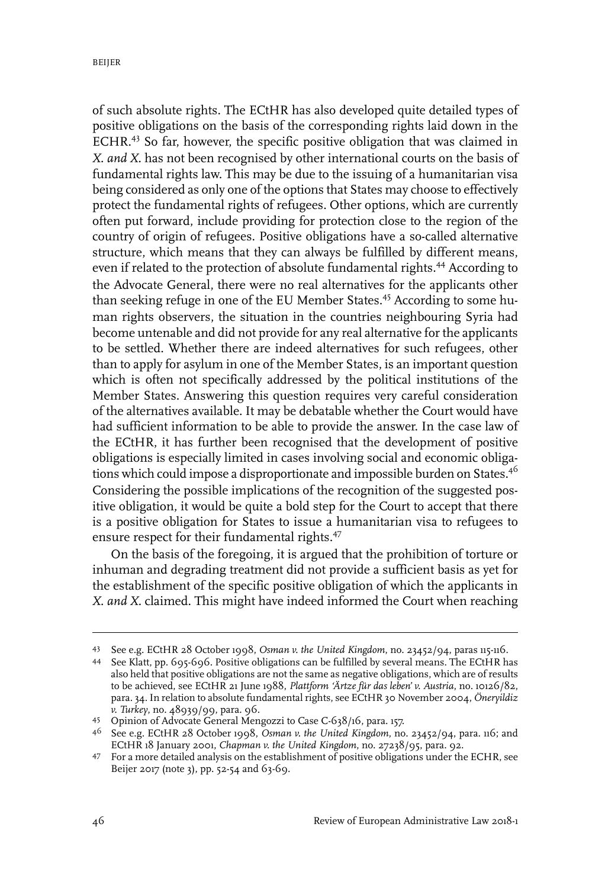of such absolute rights. The ECtHR has also developed quite detailed types of positive obligations on the basis of the corresponding rights laid down in the ECHR.[43] So far, however, the specific positive obligation that was claimed in *X. and X.* has not been recognised by other international courts on the basis of fundamental rights law. This may be due to the issuing of a humanitarian visa being considered as only one of the options that States may choose to effectively protect the fundamental rights of refugees. Other options, which are currently often put forward, include providing for protection close to the region of the country of origin of refugees. Positive obligations have a so-called alternative structure, which means that they can always be fulfilled by different means, even if related to the protection of absolute fundamental rights.[44] According to the Advocate General, there were no real alternatives for the applicants other than seeking refuge in one of the EU Member States.[45] According to some human rights observers, the situation in the countries neighbouring Syria had become untenable and did not provide for any real alternative for the applicants to be settled. Whether there are indeed alternatives for such refugees, other than to apply for asylum in one of the Member States, is an important question which is often not specifically addressed by the political institutions of the Member States. Answering this question requires very careful consideration of the alternatives available. It may be debatable whether the Court would have had sufficient information to be able to provide the answer. In the case law of the ECtHR, it has further been recognised that the development of positive obligations is especially limited in cases involving social and economic obligations which could impose a disproportionate and impossible burden on States.[46] Considering the possible implications of the recognition of the suggested positive obligation, it would be quite a bold step for the Court to accept that there is a positive obligation for States to issue a humanitarian visa to refugees to ensure respect for their fundamental rights.[47]

On the basis of the foregoing, it is argued that the prohibition of torture or inhuman and degrading treatment did not provide a sufficient basis as yet for the establishment of the specific positive obligation of which the applicants in *X. and X.* claimed. This might have indeed informed the Court when reaching

---

43 See e.g. ECtHR 28 October 1998, *Osman v. the United Kingdom*, no. 23452/94, paras 115-116.

44 See Klatt, pp. 695-696. Positive obligations can be fulfilled by several means. The ECtHR has also held that positive obligations are not the same as negative obligations, which are of results to be achieved, see ECtHR 21 June 1988, *Plattform 'Ärzte für das leben' v. Austria*, no. 10126/82, para. 34. In relation to absolute fundamental rights, see ECtHR 30 November 2004, *Öneryildiz v. Turkey*, no. 48939/99, para. 96.

45 Opinion of Advocate General Mengozzi to Case C-638/16, para. 157.

46 See e.g. ECtHR 28 October 1998, *Osman v. the United Kingdom*, no. 23452/94, para. 116; and ECtHR 18 January 2001, *Chapman v. the United Kingdom*, no. 27238/95, para. 92.

47 For a more detailed analysis on the establishment of positive obligations under the ECHR, see Beijer 2017 (note 3), pp. 52-54 and 63-69.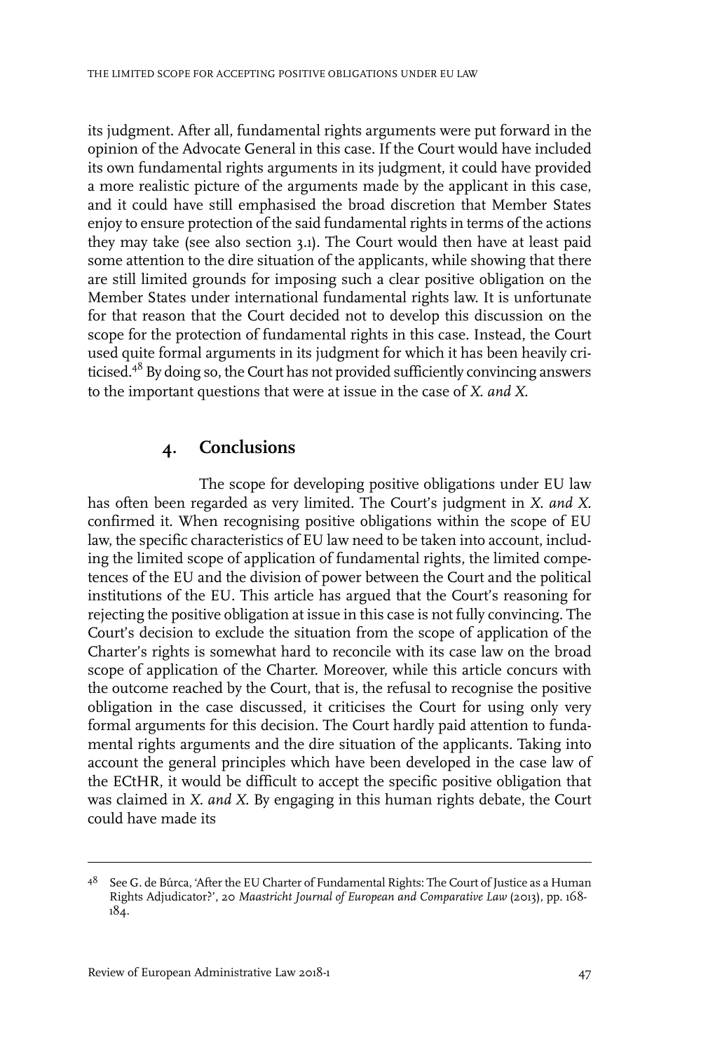its judgment. After all, fundamental rights arguments were put forward in the opinion of the Advocate General in this case. If the Court would have included its own fundamental rights arguments in its judgment, it could have provided a more realistic picture of the arguments made by the applicant in this case, and it could have still emphasised the broad discretion that Member States enjoy to ensure protection of the said fundamental rights in terms of the actions they may take (see also section 3.1). The Court would then have at least paid some attention to the dire situation of the applicants, while showing that there are still limited grounds for imposing such a clear positive obligation on the Member States under international fundamental rights law. It is unfortunate for that reason that the Court decided not to develop this discussion on the scope for the protection of fundamental rights in this case. Instead, the Court used quite formal arguments in its judgment for which it has been heavily criticised.[48] By doing so, the Court has not provided sufficiently convincing answers to the important questions that were at issue in the case of *X. and X.*

## 4. Conclusions

The scope for developing positive obligations under EU law has often been regarded as very limited. The Court's judgment in *X. and X.* confirmed it. When recognising positive obligations within the scope of EU law, the specific characteristics of EU law need to be taken into account, including the limited scope of application of fundamental rights, the limited competences of the EU and the division of power between the Court and the political institutions of the EU. This article has argued that the Court's reasoning for rejecting the positive obligation at issue in this case is not fully convincing. The Court's decision to exclude the situation from the scope of application of the Charter's rights is somewhat hard to reconcile with its case law on the broad scope of application of the Charter. Moreover, while this article concurs with the outcome reached by the Court, that is, the refusal to recognise the positive obligation in the case discussed, it criticises the Court for using only very formal arguments for this decision. The Court hardly paid attention to fundamental rights arguments and the dire situation of the applicants. Taking into account the general principles which have been developed in the case law of the ECtHR, it would be difficult to accept the specific positive obligation that was claimed in *X. and X.* By engaging in this human rights debate, the Court could have made its

---

[48] See G. de Búrca, 'After the EU Charter of Fundamental Rights: The Court of Justice as a Human Rights Adjudicator?', 20 *Maastricht Journal of European and Comparative Law* (2013), pp. 168-184.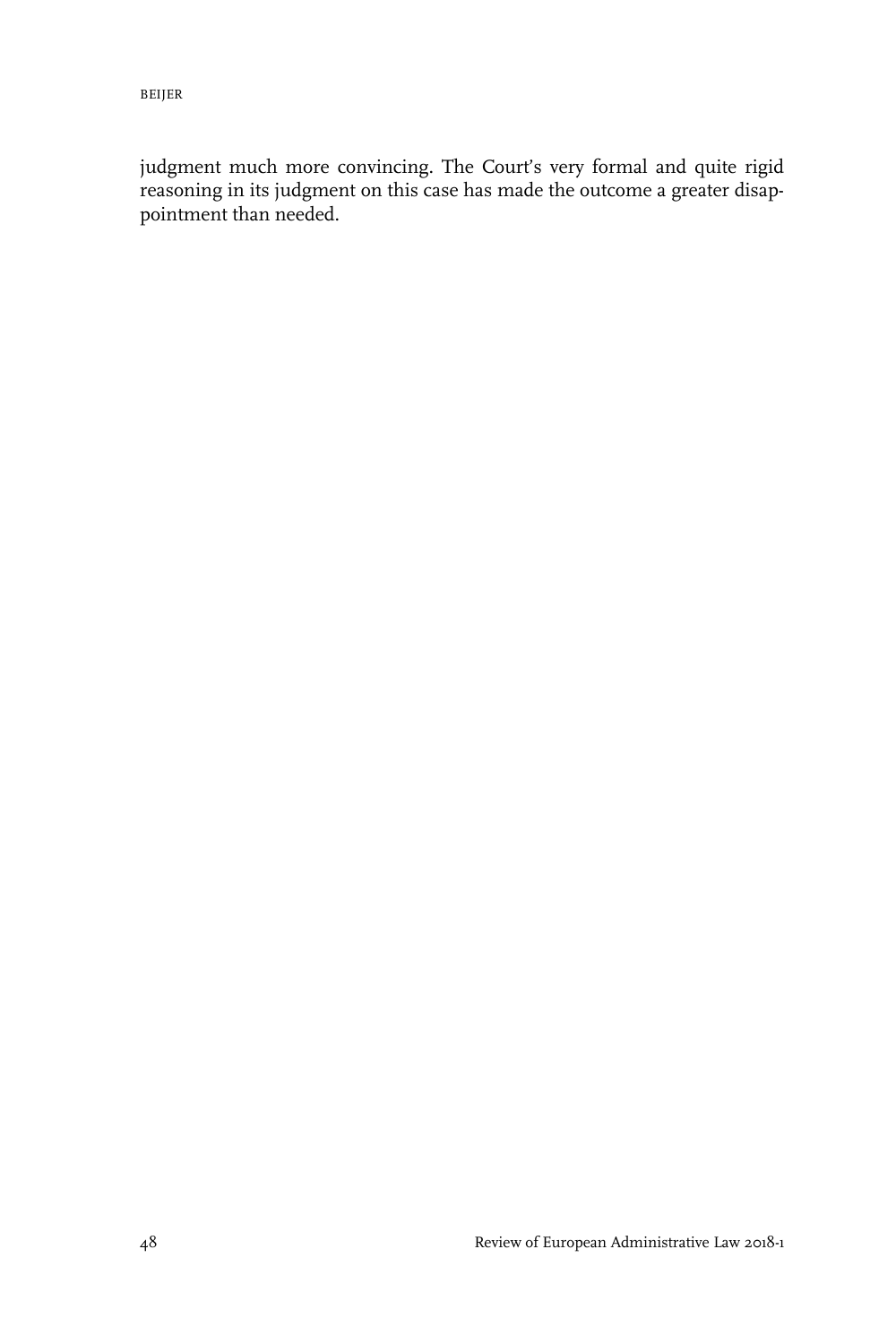judgment much more convincing. The Court's very formal and quite rigid reasoning in its judgment on this case has made the outcome a greater disappointment than needed.